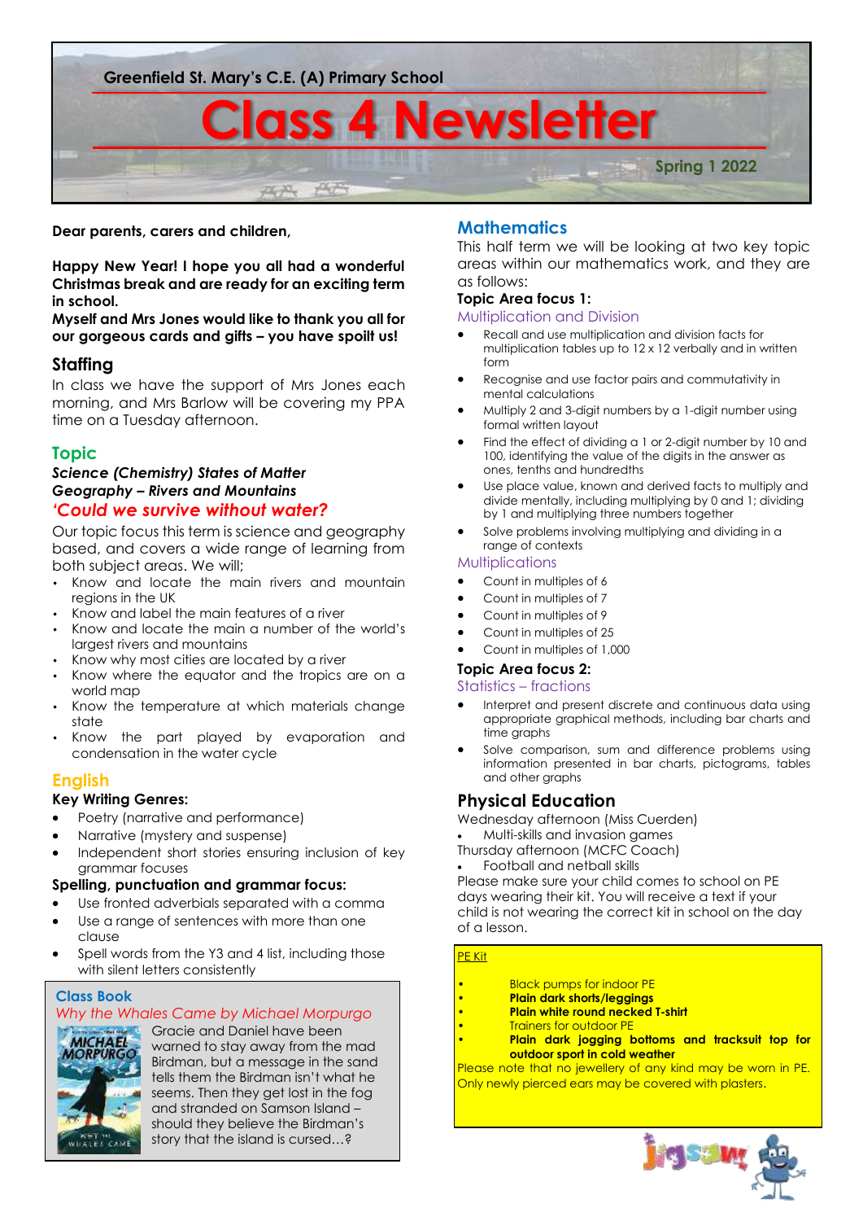Greenfield St. Mary's C.E. (A) Primary School

# Class 4 Newsletter

Spring 1 2022

**Dear parents, carers and children,**

**Happy New Year! I hope you all had a wonderful Christmas break and are ready for an exciting term in school.**

**Myself and Mrs Jones would like to thank you all for our gorgeous cards and gifts – you have spoilt us!**

## Staffing

In class we have the support of Mrs Jones each morning, and Mrs Barlow will be covering my PPA time on a Tuesday afternoon.

## Topic

***Science (Chemistry) States of Matter***

***Geography – Rivers and Mountains***

***'Could we survive without water?***

Our topic focus this term is science and geography based, and covers a wide range of learning from both subject areas. We will;

- Know and locate the main rivers and mountain regions in the UK
- Know and label the main features of a river
- Know and locate the main a number of the world's largest rivers and mountains
- Know why most cities are located by a river
- Know where the equator and the tropics are on a world map
- Know the temperature at which materials change state
- Know the part played by evaporation and condensation in the water cycle

## English

**Key Writing Genres:**

- Poetry (narrative and performance)
- Narrative (mystery and suspense)
- Independent short stories ensuring inclusion of key grammar focuses

**Spelling, punctuation and grammar focus:**

- Use fronted adverbials separated with a comma
- Use a range of sentences with more than one clause
- Spell words from the Y3 and 4 list, including those with silent letters consistently

### Class Book

*Why the Whales Came by Michael Morpurgo*

Gracie and Daniel have been warned to stay away from the mad Birdman, but a message in the sand tells them the Birdman isn't what he seems. Then they get lost in the fog and stranded on Samson Island – should they believe the Birdman's story that the island is cursed…?

## Mathematics

This half term we will be looking at two key topic areas within our mathematics work, and they are as follows:

**Topic Area focus 1:**

Multiplication and Division

- Recall and use multiplication and division facts for multiplication tables up to 12 x 12 verbally and in written form
- Recognise and use factor pairs and commutativity in mental calculations
- Multiply 2 and 3-digit numbers by a 1-digit number using formal written layout
- Find the effect of dividing a 1 or 2-digit number by 10 and 100, identifying the value of the digits in the answer as ones, tenths and hundredths
- Use place value, known and derived facts to multiply and divide mentally, including multiplying by 0 and 1; dividing by 1 and multiplying three numbers together
- Solve problems involving multiplying and dividing in a range of contexts

Multiplications

- Count in multiples of 6
- Count in multiples of 7
- Count in multiples of 9
- Count in multiples of 25
- Count in multiples of 1,000

**Topic Area focus 2:**

Statistics – fractions

- Interpret and present discrete and continuous data using appropriate graphical methods, including bar charts and time graphs
- Solve comparison, sum and difference problems using information presented in bar charts, pictograms, tables and other graphs

## Physical Education

Wednesday afternoon (Miss Cuerden)

- Multi-skills and invasion games

Thursday afternoon (MCFC Coach)

- Football and netball skills

Please make sure your child comes to school on PE days wearing their kit. You will receive a text if your child is not wearing the correct kit in school on the day of a lesson.

PE Kit

- Black pumps for indoor PE
- **Plain dark shorts/leggings**
- **Plain white round necked T-shirt**
- Trainers for outdoor PE
- **Plain dark jogging bottoms and tracksuit top for outdoor sport in cold weather**

Please note that no jewellery of any kind may be worn in PE. Only newly pierced ears may be covered with plasters.

Jigsaw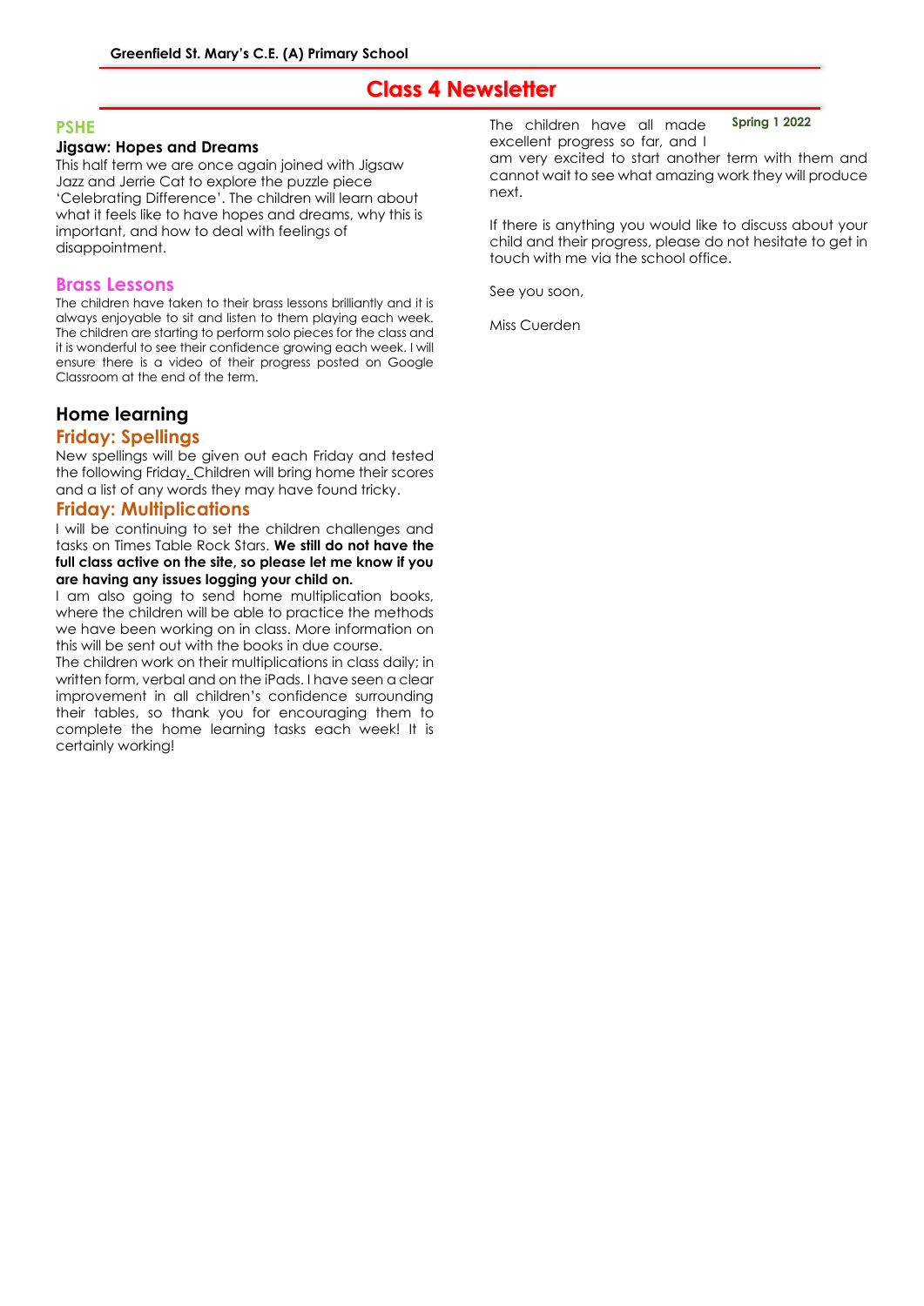# Class 4 Newsletter

## PSHE

### Jigsaw: Hopes and Dreams

This half term we are once again joined with Jigsaw Jazz and Jerrie Cat to explore the puzzle piece 'Celebrating Difference'. The children will learn about what it feels like to have hopes and dreams, why this is important, and how to deal with feelings of disappointment.

## Brass Lessons

The children have taken to their brass lessons brilliantly and it is always enjoyable to sit and listen to them playing each week. The children are starting to perform solo pieces for the class and it is wonderful to see their confidence growing each week. I will ensure there is a video of their progress posted on Google Classroom at the end of the term.

## Home learning

### Friday: Spellings

New spellings will be given out each Friday and tested the following Friday. Children will bring home their scores and a list of any words they may have found tricky.

### Friday: Multiplications

I will be continuing to set the children challenges and tasks on Times Table Rock Stars. **We still do not have the full class active on the site, so please let me know if you are having any issues logging your child on.**

I am also going to send home multiplication books, where the children will be able to practice the methods we have been working on in class. More information on this will be sent out with the books in due course.

The children work on their multiplications in class daily; in written form, verbal and on the iPads. I have seen a clear improvement in all children's confidence surrounding their tables, so thank you for encouraging them to complete the home learning tasks each week! It is certainly working!

**Spring 1 2022**

The children have all made excellent progress so far, and I am very excited to start another term with them and cannot wait to see what amazing work they will produce next.

If there is anything you would like to discuss about your child and their progress, please do not hesitate to get in touch with me via the school office.

See you soon,

Miss Cuerden